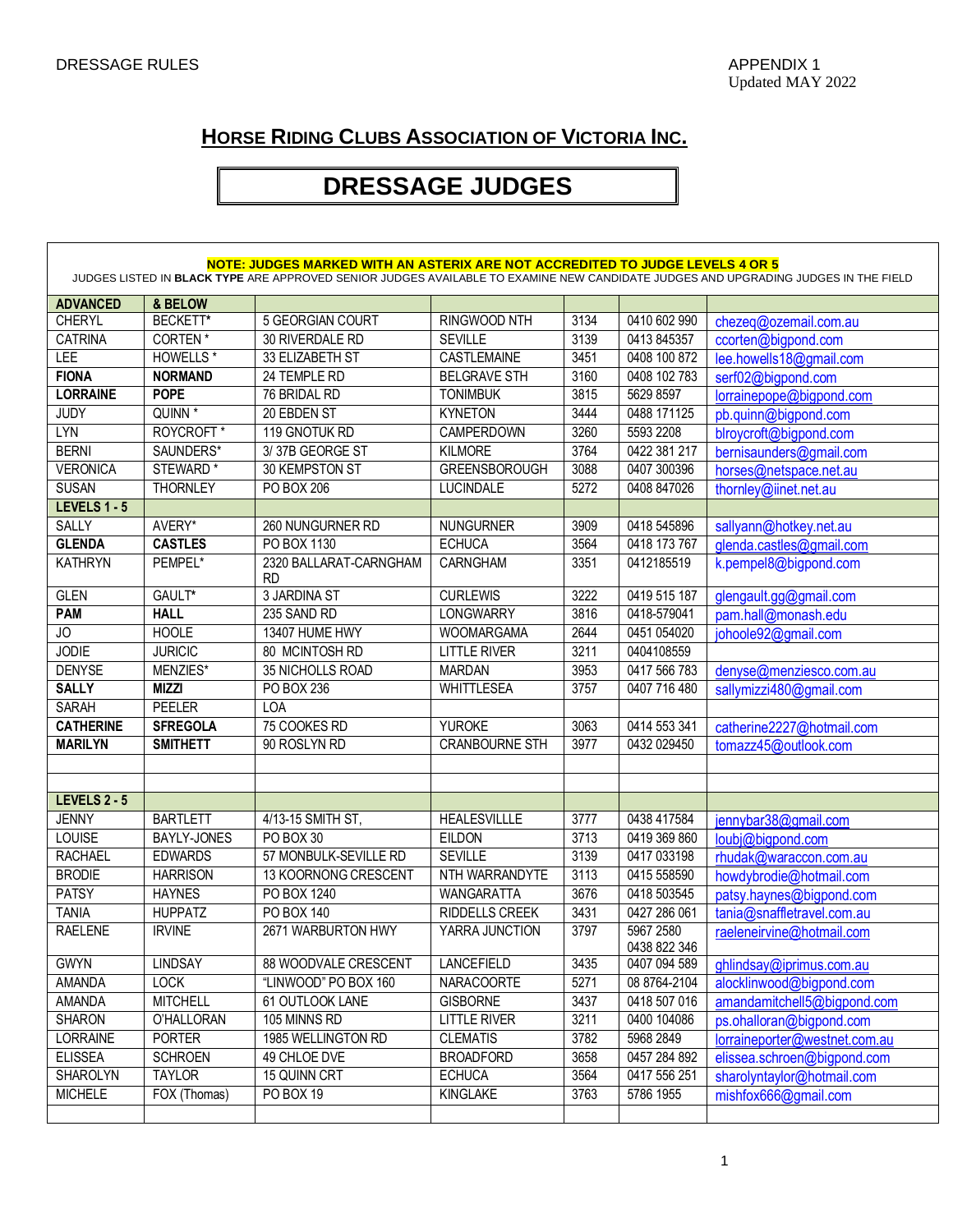DRESSAGE RULES

APPENDIX 1
Updated MAY 2022

## HORSE RIDING CLUBS ASSOCIATION OF VICTORIA INC.

# DRESSAGE JUDGES

**NOTE: JUDGES MARKED WITH AN ASTERIX ARE NOT ACCREDITED TO JUDGE LEVELS 4 OR 5**

JUDGES LISTED IN **BLACK TYPE** ARE APPROVED SENIOR JUDGES AVAILABLE TO EXAMINE NEW CANDIDATE JUDGES AND UPGRADING JUDGES IN THE FIELD

| **ADVANCED** | **& BELOW** | | | | | |
|---|---|---|---|---|---|---|
| CHERYL | BECKETT* | 5 GEORGIAN COURT | RINGWOOD NTH | 3134 | 0410 602 990 | chezeq@ozemail.com.au |
| CATRINA | CORTEN * | 30 RIVERDALE RD | SEVILLE | 3139 | 0413 845357 | ccorten@bigpond.com |
| LEE | HOWELLS * | 33 ELIZABETH ST | CASTLEMAINE | 3451 | 0408 100 872 | lee.howells18@gmail.com |
| **FIONA** | **NORMAND** | 24 TEMPLE RD | BELGRAVE STH | 3160 | 0408 102 783 | serf02@bigpond.com |
| **LORRAINE** | **POPE** | 76 BRIDAL RD | TONIMBUK | 3815 | 5629 8597 | lorrainepope@bigpond.com |
| JUDY | QUINN * | 20 EBDEN ST | KYNETON | 3444 | 0488 171125 | pb.quinn@bigpond.com |
| LYN | ROYCROFT * | 119 GNOTUK RD | CAMPERDOWN | 3260 | 5593 2208 | blroycroft@bigpond.com |
| BERNI | SAUNDERS* | 3/ 37B GEORGE ST | KILMORE | 3764 | 0422 381 217 | bernisaunders@gmail.com |
| VERONICA | STEWARD * | 30 KEMPSTON ST | GREENSBOROUGH | 3088 | 0407 300396 | horses@netspace.net.au |
| SUSAN | THORNLEY | PO BOX 206 | LUCINDALE | 5272 | 0408 847026 | thornley@iinet.net.au |
| **LEVELS 1 - 5** | | | | | | |
| SALLY | AVERY* | 260 NUNGURNER RD | NUNGURNER | 3909 | 0418 545896 | sallyann@hotkey.net.au |
| **GLENDA** | **CASTLES** | PO BOX 1130 | ECHUCA | 3564 | 0418 173 767 | glenda.castles@gmail.com |
| KATHRYN | PEMPEL* | 2320 BALLARAT-CARNGHAM RD | CARNGHAM | 3351 | 0412185519 | k.pempel8@bigpond.com |
| GLEN | GAULT* | 3 JARDINA ST | CURLEWIS | 3222 | 0419 515 187 | glengault.gg@gmail.com |
| **PAM** | **HALL** | 235 SAND RD | LONGWARRY | 3816 | 0418-579041 | pam.hall@monash.edu |
| JO | HOOLE | 13407 HUME HWY | WOOMARGAMA | 2644 | 0451 054020 | johoole92@gmail.com |
| JODIE | JURICIC | 80 MCINTOSH RD | LITTLE RIVER | 3211 | 0404108559 | |
| DENYSE | MENZIES* | 35 NICHOLLS ROAD | MARDAN | 3953 | 0417 566 783 | denyse@menziesco.com.au |
| **SALLY** | **MIZZI** | PO BOX 236 | WHITTLESEA | 3757 | 0407 716 480 | sallymizzi480@gmail.com |
| SARAH | PEELER | LOA | | | | |
| **CATHERINE** | **SFREGOLA** | 75 COOKES RD | YUROKE | 3063 | 0414 553 341 | catherine2227@hotmail.com |
| **MARILYN** | **SMITHETT** | 90 ROSLYN RD | CRANBOURNE STH | 3977 | 0432 029450 | tomazz45@outlook.com |
| | | | | | | |
| | | | | | | |
| **LEVELS 2 - 5** | | | | | | |
| JENNY | BARTLETT | 4/13-15 SMITH ST, | HEALESVILLLE | 3777 | 0438 417584 | jennybar38@gmail.com |
| LOUISE | BAYLY-JONES | PO BOX 30 | EILDON | 3713 | 0419 369 860 | loubj@bigpond.com |
| RACHAEL | EDWARDS | 57 MONBULK-SEVILLE RD | SEVILLE | 3139 | 0417 033198 | rhudak@waraccon.com.au |
| BRODIE | HARRISON | 13 KOORNONG CRESCENT | NTH WARRANDYTE | 3113 | 0415 558590 | howdybrodie@hotmail.com |
| PATSY | HAYNES | PO BOX 1240 | WANGARATTA | 3676 | 0418 503545 | patsy.haynes@bigpond.com |
| TANIA | HUPPATZ | PO BOX 140 | RIDDELLS CREEK | 3431 | 0427 286 061 | tania@snaffletravel.com.au |
| RAELENE | IRVINE | 2671 WARBURTON HWY | YARRA JUNCTION | 3797 | 5967 2580<br>0438 822 346 | raeleneirvine@hotmail.com |
| GWYN | LINDSAY | 88 WOODVALE CRESCENT | LANCEFIELD | 3435 | 0407 094 589 | ghlindsay@iprimus.com.au |
| AMANDA | LOCK | "LINWOOD" PO BOX 160 | NARACOORTE | 5271 | 08 8764-2104 | alocklinwood@bigpond.com |
| AMANDA | MITCHELL | 61 OUTLOOK LANE | GISBORNE | 3437 | 0418 507 016 | amandamitchell5@bigpond.com |
| SHARON | O'HALLORAN | 105 MINNS RD | LITTLE RIVER | 3211 | 0400 104086 | ps.ohalloran@bigpond.com |
| LORRAINE | PORTER | 1985 WELLINGTON RD | CLEMATIS | 3782 | 5968 2849 | lorraineporter@westnet.com.au |
| ELISSEA | SCHROEN | 49 CHLOE DVE | BROADFORD | 3658 | 0457 284 892 | elissea.schroen@bigpond.com |
| SHAROLYN | TAYLOR | 15 QUINN CRT | ECHUCA | 3564 | 0417 556 251 | sharolyntaylor@hotmail.com |
| MICHELE | FOX (Thomas) | PO BOX 19 | KINGLAKE | 3763 | 5786 1955 | mishfox666@gmail.com |
| | | | | | | |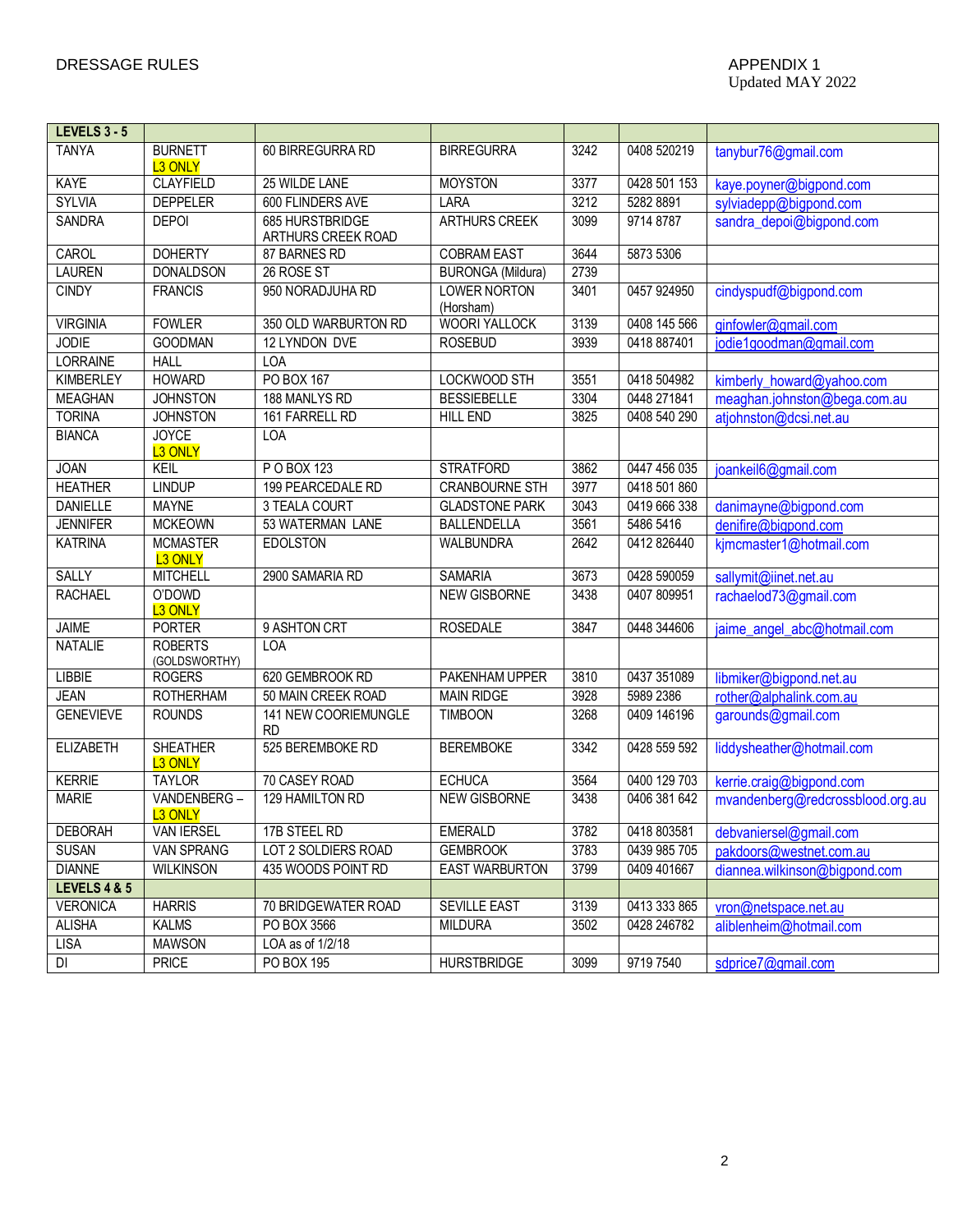DRESSAGE RULES

APPENDIX 1
Updated MAY 2022

| | | | | | | |
|---|---|---|---|---|---|---|
| **LEVELS 3 - 5** | | | | | | |
| TANYA | BURNETT L3 ONLY | 60 BIRREGURRA RD | BIRREGURRA | 3242 | 0408 520219 | tanybur76@gmail.com |
| KAYE | CLAYFIELD | 25 WILDE LANE | MOYSTON | 3377 | 0428 501 153 | kaye.poyner@bigpond.com |
| SYLVIA | DEPPELER | 600 FLINDERS AVE | LARA | 3212 | 5282 8891 | sylviadepp@bigpond.com |
| SANDRA | DEPOI | 685 HURSTBRIDGE ARTHURS CREEK ROAD | ARTHURS CREEK | 3099 | 9714 8787 | sandra_depoi@bigpond.com |
| CAROL | DOHERTY | 87 BARNES RD | COBRAM EAST | 3644 | 5873 5306 | |
| LAUREN | DONALDSON | 26 ROSE ST | BURONGA (Mildura) | 2739 | | |
| CINDY | FRANCIS | 950 NORADJUHA RD | LOWER NORTON (Horsham) | 3401 | 0457 924950 | cindyspudf@bigpond.com |
| VIRGINIA | FOWLER | 350 OLD WARBURTON RD | WOORI YALLOCK | 3139 | 0408 145 566 | ginfowler@gmail.com |
| JODIE | GOODMAN | 12 LYNDON DVE | ROSEBUD | 3939 | 0418 887401 | jodie1goodman@gmail.com |
| LORRAINE | HALL | LOA | | | | |
| KIMBERLEY | HOWARD | PO BOX 167 | LOCKWOOD STH | 3551 | 0418 504982 | kimberly_howard@yahoo.com |
| MEAGHAN | JOHNSTON | 188 MANLYS RD | BESSIEBELLE | 3304 | 0448 271841 | meaghan.johnston@bega.com.au |
| TORINA | JOHNSTON | 161 FARRELL RD | HILL END | 3825 | 0408 540 290 | atjohnston@dcsi.net.au |
| BIANCA | JOYCE L3 ONLY | LOA | | | | |
| JOAN | KEIL | P O BOX 123 | STRATFORD | 3862 | 0447 456 035 | joankeil6@gmail.com |
| HEATHER | LINDUP | 199 PEARCEDALE RD | CRANBOURNE STH | 3977 | 0418 501 860 | |
| DANIELLE | MAYNE | 3 TEALA COURT | GLADSTONE PARK | 3043 | 0419 666 338 | danimayne@bigpond.com |
| JENNIFER | MCKEOWN | 53 WATERMAN LANE | BALLENDELLA | 3561 | 5486 5416 | denifire@bigpond.com |
| KATRINA | MCMASTER L3 ONLY | EDOLSTON | WALBUNDRA | 2642 | 0412 826440 | kjmcmaster1@hotmail.com |
| SALLY | MITCHELL | 2900 SAMARIA RD | SAMARIA | 3673 | 0428 590059 | sallymit@iinet.net.au |
| RACHAEL | O'DOWD L3 ONLY | | NEW GISBORNE | 3438 | 0407 809951 | rachaelod73@gmail.com |
| JAIME | PORTER | 9 ASHTON CRT | ROSEDALE | 3847 | 0448 344606 | jaime_angel_abc@hotmail.com |
| NATALIE | ROBERTS (GOLDSWORTHY) | LOA | | | | |
| LIBBIE | ROGERS | 620 GEMBROOK RD | PAKENHAM UPPER | 3810 | 0437 351089 | libmiker@bigpond.net.au |
| JEAN | ROTHERHAM | 50 MAIN CREEK ROAD | MAIN RIDGE | 3928 | 5989 2386 | rother@alphalink.com.au |
| GENEVIEVE | ROUNDS | 141 NEW COORIEMUNGLE RD | TIMBOON | 3268 | 0409 146196 | garounds@gmail.com |
| ELIZABETH | SHEATHER L3 ONLY | 525 BEREMBOKE RD | BEREMBOKE | 3342 | 0428 559 592 | liddysheather@hotmail.com |
| KERRIE | TAYLOR | 70 CASEY ROAD | ECHUCA | 3564 | 0400 129 703 | kerrie.craig@bigpond.com |
| MARIE | VANDENBERG – L3 ONLY | 129 HAMILTON RD | NEW GISBORNE | 3438 | 0406 381 642 | mvandenberg@redcrossblood.org.au |
| DEBORAH | VAN IERSEL | 17B STEEL RD | EMERALD | 3782 | 0418 803581 | debvaniersel@gmail.com |
| SUSAN | VAN SPRANG | LOT 2 SOLDIERS ROAD | GEMBROOK | 3783 | 0439 985 705 | pakdoors@westnet.com.au |
| DIANNE | WILKINSON | 435 WOODS POINT RD | EAST WARBURTON | 3799 | 0409 401667 | diannea.wilkinson@bigpond.com |
| **LEVELS 4 & 5** | | | | | | |
| VERONICA | HARRIS | 70 BRIDGEWATER ROAD | SEVILLE EAST | 3139 | 0413 333 865 | vron@netspace.net.au |
| ALISHA | KALMS | PO BOX 3566 | MILDURA | 3502 | 0428 246782 | aliblenheim@hotmail.com |
| LISA | MAWSON | LOA as of 1/2/18 | | | | |
| DI | PRICE | PO BOX 195 | HURSTBRIDGE | 3099 | 9719 7540 | sdprice7@gmail.com |